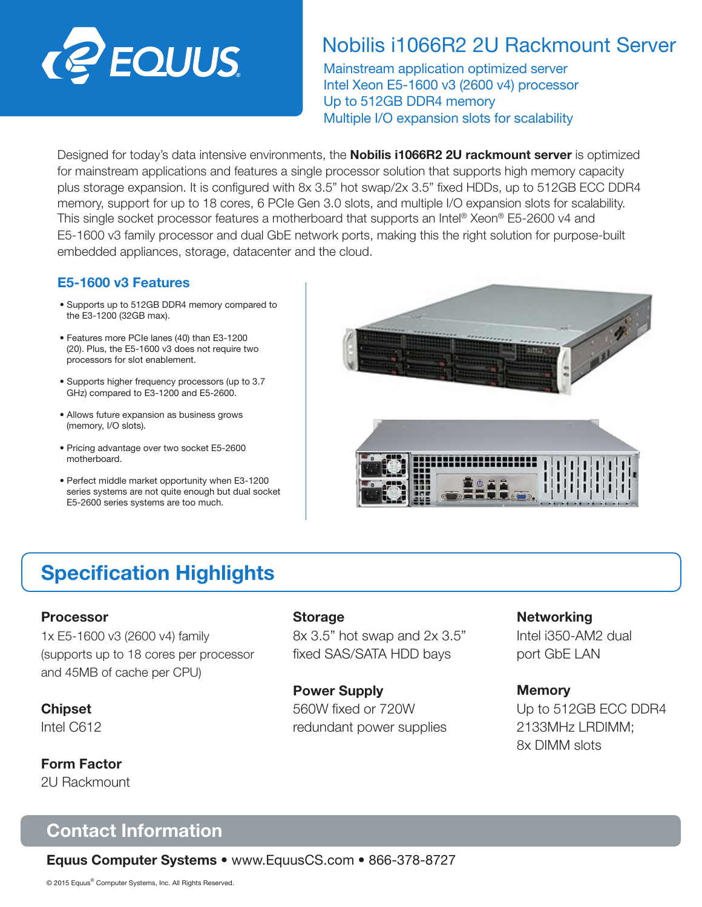EQUUS

# Nobilis i1066R2 2U Rackmount Server

Mainstream application optimized server
Intel Xeon E5-1600 v3 (2600 v4) processor
Up to 512GB DDR4 memory
Multiple I/O expansion slots for scalability

Designed for today's data intensive environments, the **Nobilis i1066R2 2U rackmount server** is optimized for mainstream applications and features a single processor solution that supports high memory capacity plus storage expansion. It is configured with 8x 3.5" hot swap/2x 3.5" fixed HDDs, up to 512GB ECC DDR4 memory, support for up to 18 cores, 6 PCIe Gen 3.0 slots, and multiple I/O expansion slots for scalability. This single socket processor features a motherboard that supports an Intel® Xeon® E5-2600 v4 and E5-1600 v3 family processor and dual GbE network ports, making this the right solution for purpose-built embedded appliances, storage, datacenter and the cloud.

### E5-1600 v3 Features

- Supports up to 512GB DDR4 memory compared to the E3-1200 (32GB max).
- Features more PCIe lanes (40) than E3-1200 (20). Plus, the E5-1600 v3 does not require two processors for slot enablement.
- Supports higher frequency processors (up to 3.7 GHz) compared to E3-1200 and E5-2600.
- Allows future expansion as business grows (memory, I/O slots).
- Pricing advantage over two socket E5-2600 motherboard.
- Perfect middle market opportunity when E3-1200 series systems are not quite enough but dual socket E5-2600 series systems are too much.

## Specification Highlights

**Processor**
1x E5-1600 v3 (2600 v4) family (supports up to 18 cores per processor and 45MB of cache per CPU)

**Chipset**
Intel C612

**Form Factor**
2U Rackmount

**Storage**
8x 3.5" hot swap and 2x 3.5" fixed SAS/SATA HDD bays

**Power Supply**
560W fixed or 720W redundant power supplies

**Networking**
Intel i350-AM2 dual port GbE LAN

**Memory**
Up to 512GB ECC DDR4 2133MHz LRDIMM; 8x DIMM slots

## Contact Information

**Equus Computer Systems** • www.EquusCS.com • 866-378-8727

© 2015 Equus® Computer Systems, Inc. All Rights Reserved.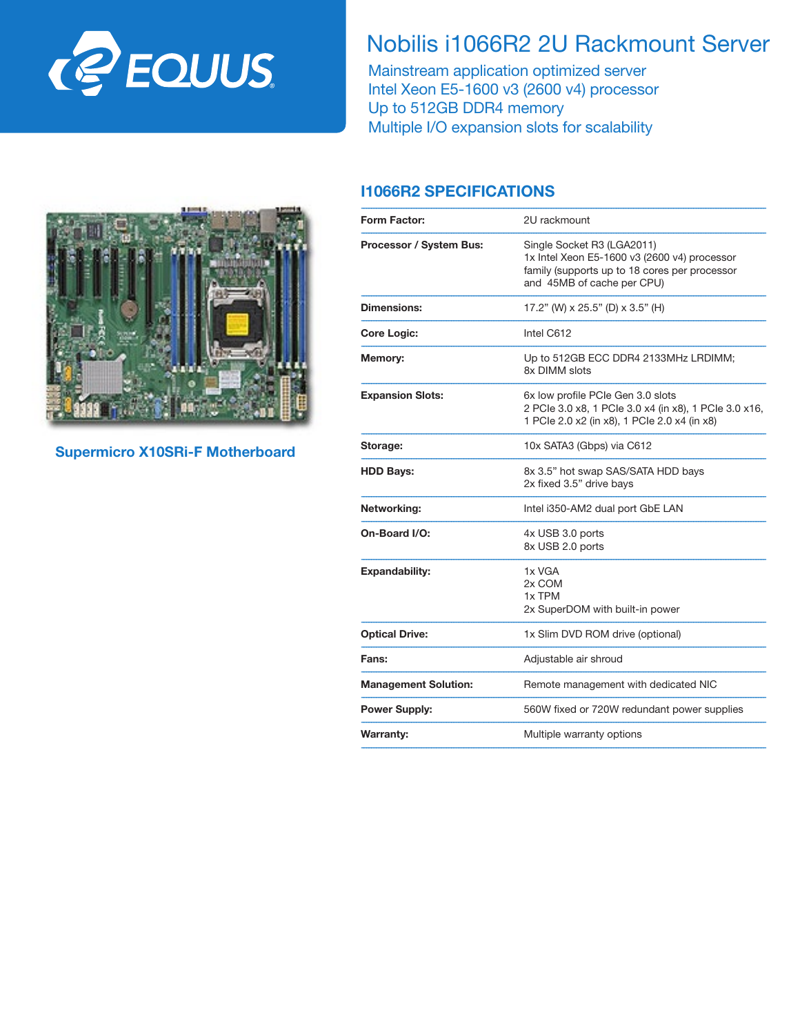# Nobilis i1066R2 2U Rackmount Server

Mainstream application optimized server
Intel Xeon E5-1600 v3 (2600 v4) processor
Up to 512GB DDR4 memory
Multiple I/O expansion slots for scalability

Supermicro X10SRi-F Motherboard

## I1066R2 SPECIFICATIONS

| | |
|---|---|
| **Form Factor:** | 2U rackmount |
| **Processor / System Bus:** | Single Socket R3 (LGA2011)<br>1x Intel Xeon E5-1600 v3 (2600 v4) processor family (supports up to 18 cores per processor and 45MB of cache per CPU) |
| **Dimensions:** | 17.2" (W) x 25.5" (D) x 3.5" (H) |
| **Core Logic:** | Intel C612 |
| **Memory:** | Up to 512GB ECC DDR4 2133MHz LRDIMM;<br>8x DIMM slots |
| **Expansion Slots:** | 6x low profile PCIe Gen 3.0 slots<br>2 PCIe 3.0 x8, 1 PCIe 3.0 x4 (in x8), 1 PCIe 3.0 x16, 1 PCIe 2.0 x2 (in x8), 1 PCIe 2.0 x4 (in x8) |
| **Storage:** | 10x SATA3 (Gbps) via C612 |
| **HDD Bays:** | 8x 3.5" hot swap SAS/SATA HDD bays<br>2x fixed 3.5" drive bays |
| **Networking:** | Intel i350-AM2 dual port GbE LAN |
| **On-Board I/O:** | 4x USB 3.0 ports<br>8x USB 2.0 ports |
| **Expandability:** | 1x VGA<br>2x COM<br>1x TPM<br>2x SuperDOM with built-in power |
| **Optical Drive:** | 1x Slim DVD ROM drive (optional) |
| **Fans:** | Adjustable air shroud |
| **Management Solution:** | Remote management with dedicated NIC |
| **Power Supply:** | 560W fixed or 720W redundant power supplies |
| **Warranty:** | Multiple warranty options |